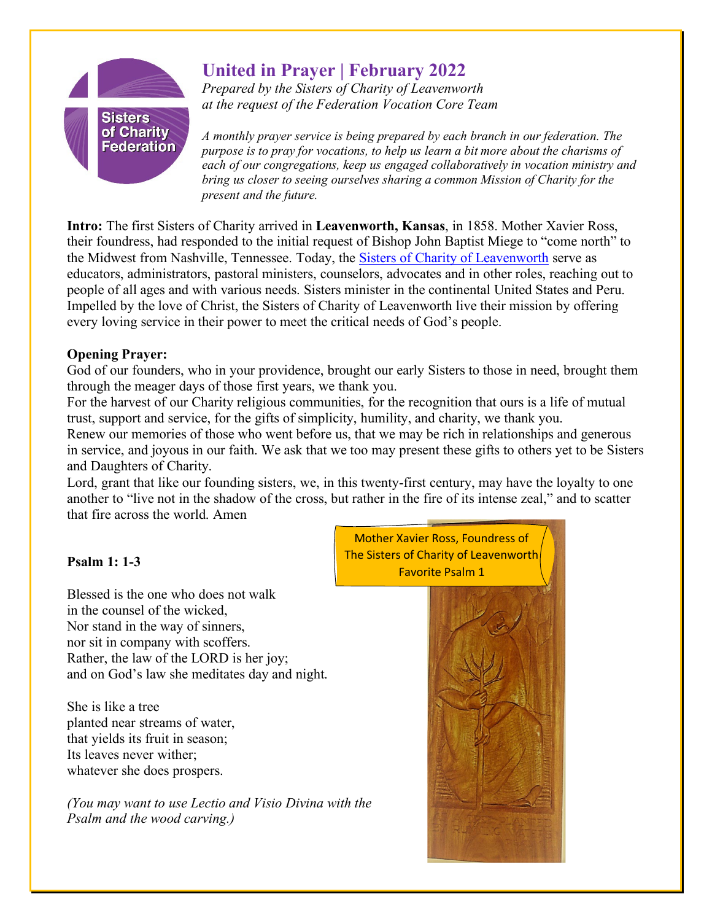# United in Prayer | February 2022

*Prepared by the Sisters of Charity of Leavenworth at the request of the Federation Vocation Core Team*

*A monthly prayer service is being prepared by each branch in our federation. The purpose is to pray for vocations, to help us learn a bit more about the charisms of each of our congregations, keep us engaged collaboratively in vocation ministry and bring us closer to seeing ourselves sharing a common Mission of Charity for the present and the future.*

**Intro:** The first Sisters of Charity arrived in **Leavenworth, Kansas**, in 1858. Mother Xavier Ross, their foundress, had responded to the initial request of Bishop John Baptist Miege to "come north" to the Midwest from Nashville, Tennessee. Today, the Sisters of Charity of Leavenworth serve as educators, administrators, pastoral ministers, counselors, advocates and in other roles, reaching out to people of all ages and with various needs. Sisters minister in the continental United States and Peru. Impelled by the love of Christ, the Sisters of Charity of Leavenworth live their mission by offering every loving service in their power to meet the critical needs of God's people.

**Opening Prayer:**

God of our founders, who in your providence, brought our early Sisters to those in need, brought them through the meager days of those first years, we thank you.

For the harvest of our Charity religious communities, for the recognition that ours is a life of mutual trust, support and service, for the gifts of simplicity, humility, and charity, we thank you.

Renew our memories of those who went before us, that we may be rich in relationships and generous in service, and joyous in our faith. We ask that we too may present these gifts to others yet to be Sisters and Daughters of Charity.

Lord, grant that like our founding sisters, we, in this twenty-first century, may have the loyalty to one another to "live not in the shadow of the cross, but rather in the fire of its intense zeal," and to scatter that fire across the world. Amen

**Psalm 1: 1-3**

Mother Xavier Ross, Foundress of The Sisters of Charity of Leavenworth Favorite Psalm 1

Blessed is the one who does not walk
in the counsel of the wicked,
Nor stand in the way of sinners,
nor sit in company with scoffers.
Rather, the law of the LORD is her joy;
and on God's law she meditates day and night.

She is like a tree
planted near streams of water,
that yields its fruit in season;
Its leaves never wither;
whatever she does prospers.

*(You may want to use Lectio and Visio Divina with the Psalm and the wood carving.)*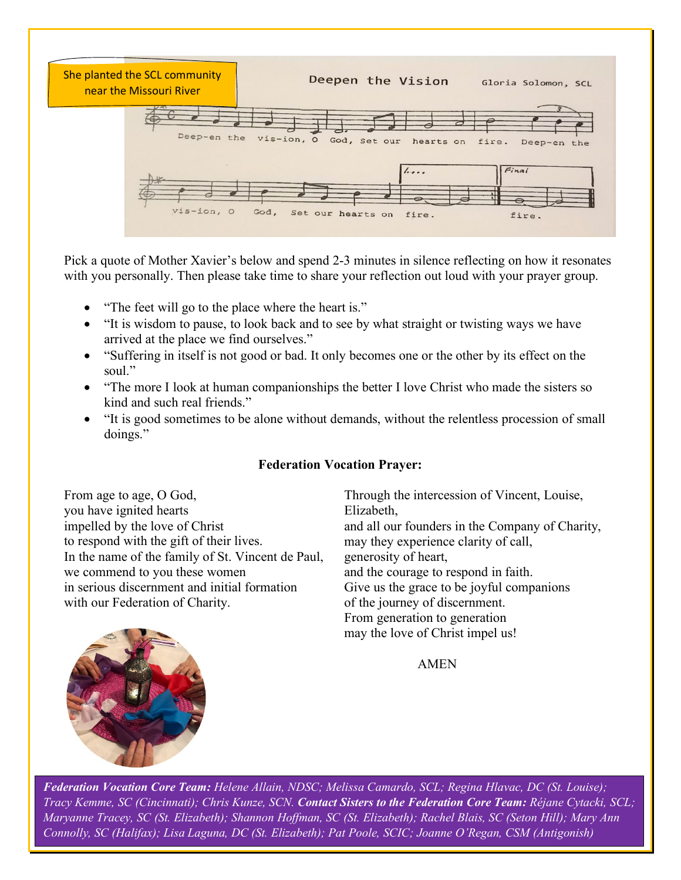She planted the SCL community near the Missouri River

Deepen the Vision — Gloria Solomon, SCL

Deep-en the vis-ion, O God, Set our hearts on fire. Deep-en the vis-ion, O God, Set our hearts on fire. Final fire.

Pick a quote of Mother Xavier's below and spend 2-3 minutes in silence reflecting on how it resonates with you personally. Then please take time to share your reflection out loud with your prayer group.

- "The feet will go to the place where the heart is."
- "It is wisdom to pause, to look back and to see by what straight or twisting ways we have arrived at the place we find ourselves."
- "Suffering in itself is not good or bad. It only becomes one or the other by its effect on the soul."
- "The more I look at human companionships the better I love Christ who made the sisters so kind and such real friends."
- "It is good sometimes to be alone without demands, without the relentless procession of small doings."

**Federation Vocation Prayer:**

From age to age, O God,
you have ignited hearts
impelled by the love of Christ
to respond with the gift of their lives.
In the name of the family of St. Vincent de Paul,
we commend to you these women
in serious discernment and initial formation
with our Federation of Charity.
Through the intercession of Vincent, Louise, Elizabeth,
and all our founders in the Company of Charity,
may they experience clarity of call,
generosity of heart,
and the courage to respond in faith.
Give us the grace to be joyful companions
of the journey of discernment.
From generation to generation
may the love of Christ impel us!

AMEN

***Federation Vocation Core Team:*** *Helene Allain, NDSC; Melissa Camardo, SCL; Regina Hlavac, DC (St. Louise); Tracy Kemme, SC (Cincinnati); Chris Kunze, SCN.* ***Contact Sisters to the Federation Core Team:*** *Réjane Cytacki, SCL; Maryanne Tracey, SC (St. Elizabeth); Shannon Hoffman, SC (St. Elizabeth); Rachel Blais, SC (Seton Hill); Mary Ann Connolly, SC (Halifax); Lisa Laguna, DC (St. Elizabeth); Pat Poole, SCIC; Joanne O'Regan, CSM (Antigonish)*